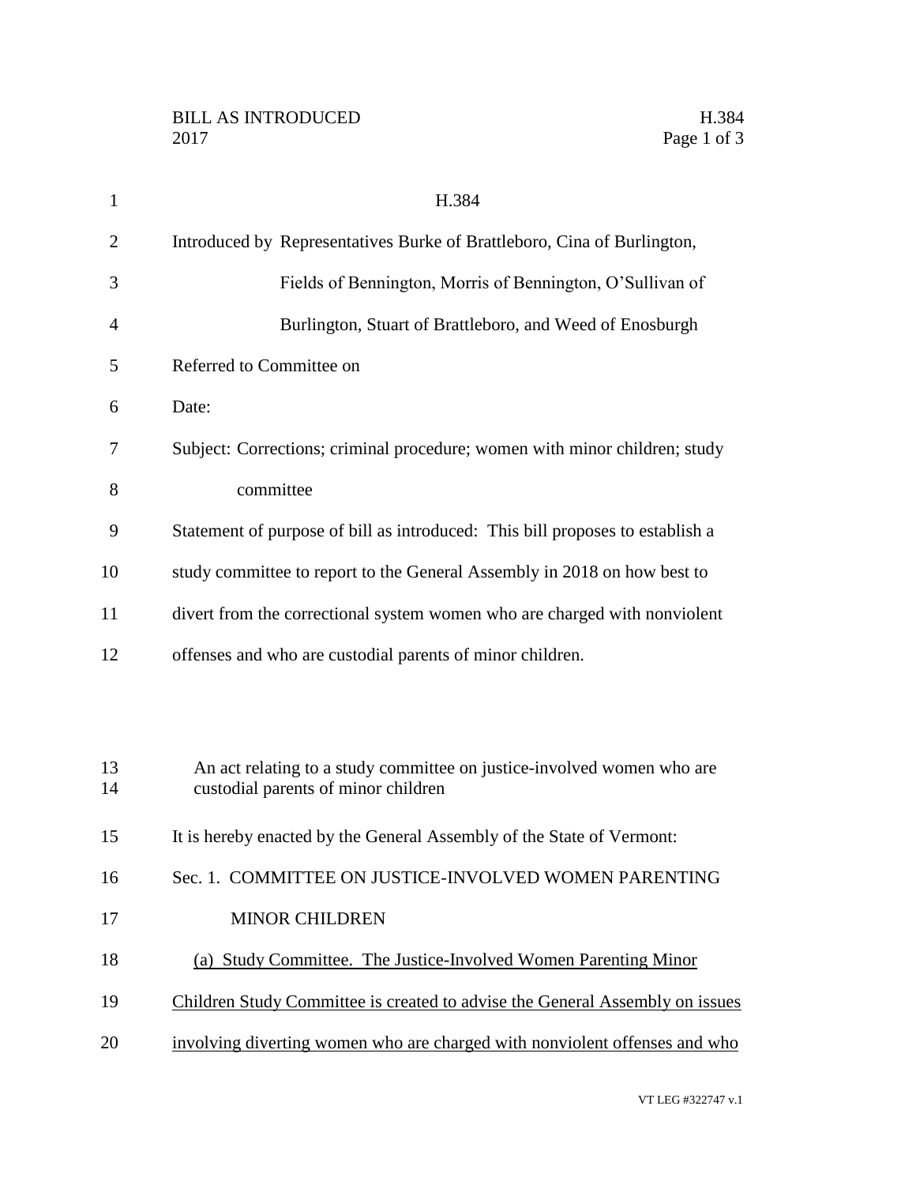BILL AS INTRODUCED
2017

# H.384

Introduced by Representatives Burke of Brattleboro, Cina of Burlington, Fields of Bennington, Morris of Bennington, O'Sullivan of Burlington, Stuart of Brattleboro, and Weed of Enosburgh

Referred to Committee on

Date:

Subject: Corrections; criminal procedure; women with minor children; study committee

Statement of purpose of bill as introduced: This bill proposes to establish a study committee to report to the General Assembly in 2018 on how best to divert from the correctional system women who are charged with nonviolent offenses and who are custodial parents of minor children.

An act relating to a study committee on justice-involved women who are custodial parents of minor children

It is hereby enacted by the General Assembly of the State of Vermont:

Sec. 1. COMMITTEE ON JUSTICE-INVOLVED WOMEN PARENTING MINOR CHILDREN

(a) Study Committee. The Justice-Involved Women Parenting Minor Children Study Committee is created to advise the General Assembly on issues involving diverting women who are charged with nonviolent offenses and who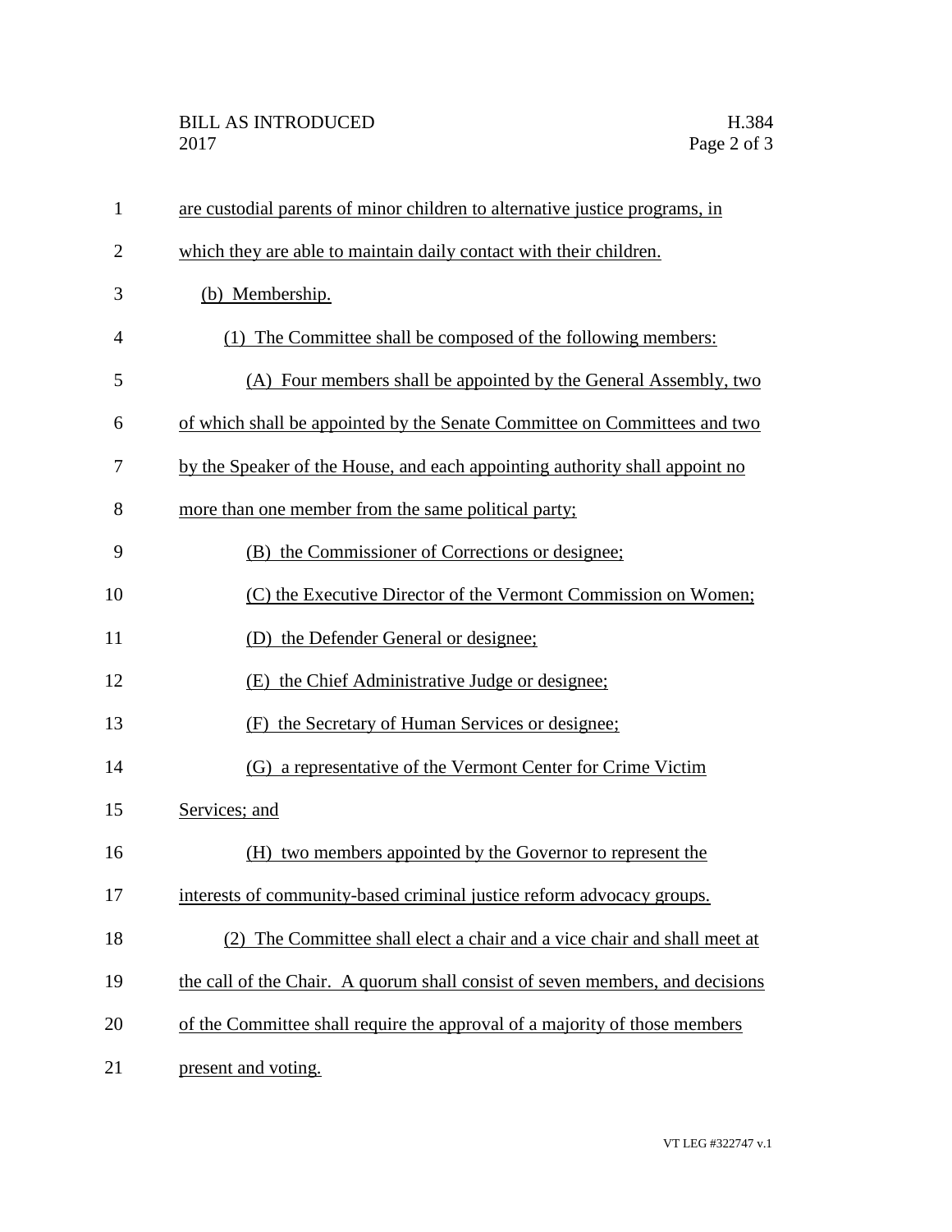are custodial parents of minor children to alternative justice programs, in which they are able to maintain daily contact with their children.

(b) Membership.

(1) The Committee shall be composed of the following members:

(A) Four members shall be appointed by the General Assembly, two of which shall be appointed by the Senate Committee on Committees and two by the Speaker of the House, and each appointing authority shall appoint no more than one member from the same political party;

(B) the Commissioner of Corrections or designee;

(C) the Executive Director of the Vermont Commission on Women;

(D) the Defender General or designee;

(E) the Chief Administrative Judge or designee;

(F) the Secretary of Human Services or designee;

(G) a representative of the Vermont Center for Crime Victim Services; and

(H) two members appointed by the Governor to represent the interests of community-based criminal justice reform advocacy groups.

(2) The Committee shall elect a chair and a vice chair and shall meet at the call of the Chair. A quorum shall consist of seven members, and decisions of the Committee shall require the approval of a majority of those members present and voting.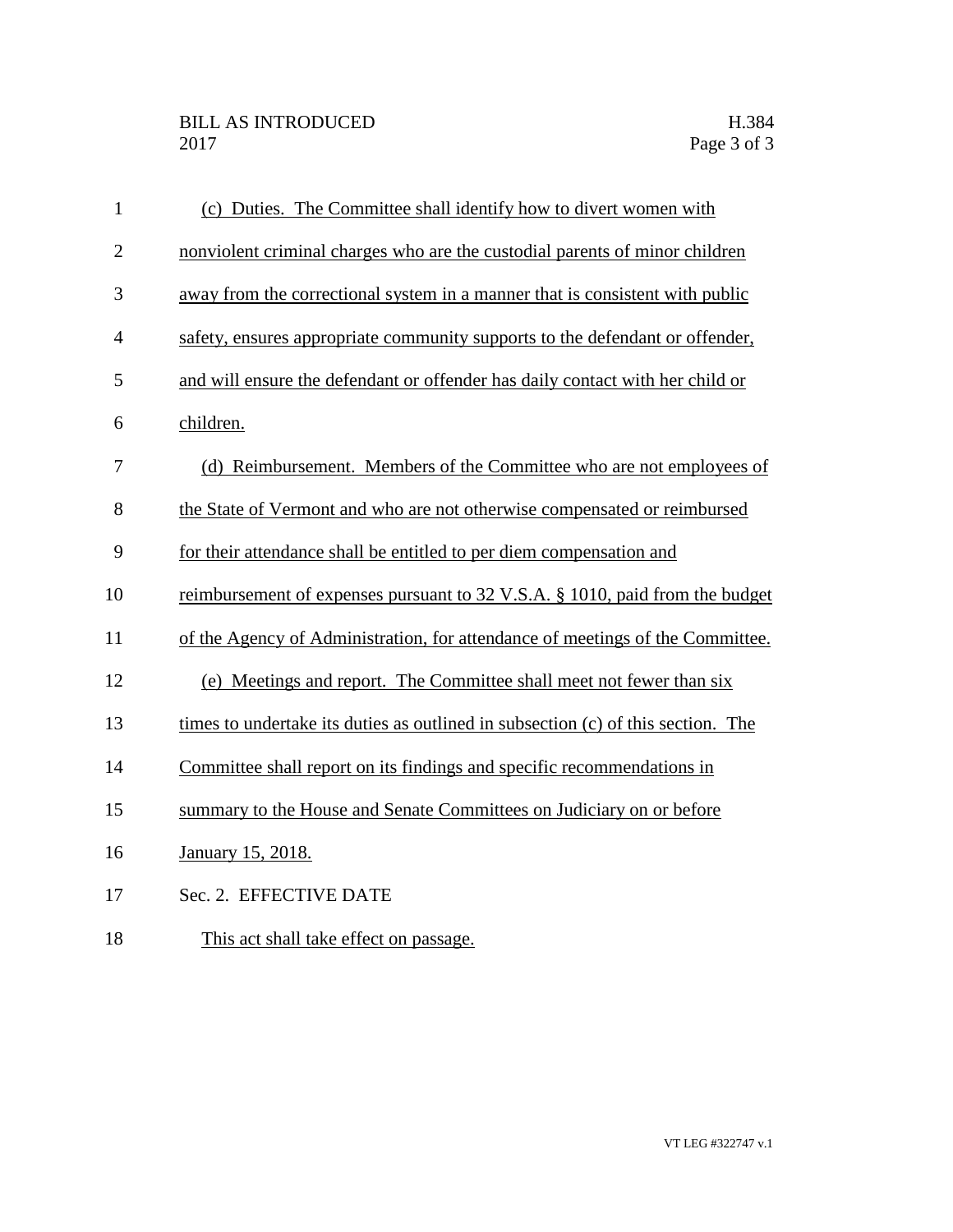(c) Duties. The Committee shall identify how to divert women with nonviolent criminal charges who are the custodial parents of minor children away from the correctional system in a manner that is consistent with public safety, ensures appropriate community supports to the defendant or offender, and will ensure the defendant or offender has daily contact with her child or children.

(d) Reimbursement. Members of the Committee who are not employees of the State of Vermont and who are not otherwise compensated or reimbursed for their attendance shall be entitled to per diem compensation and reimbursement of expenses pursuant to 32 V.S.A. § 1010, paid from the budget of the Agency of Administration, for attendance of meetings of the Committee.

(e) Meetings and report. The Committee shall meet not fewer than six times to undertake its duties as outlined in subsection (c) of this section. The Committee shall report on its findings and specific recommendations in summary to the House and Senate Committees on Judiciary on or before January 15, 2018.

Sec. 2. EFFECTIVE DATE

This act shall take effect on passage.